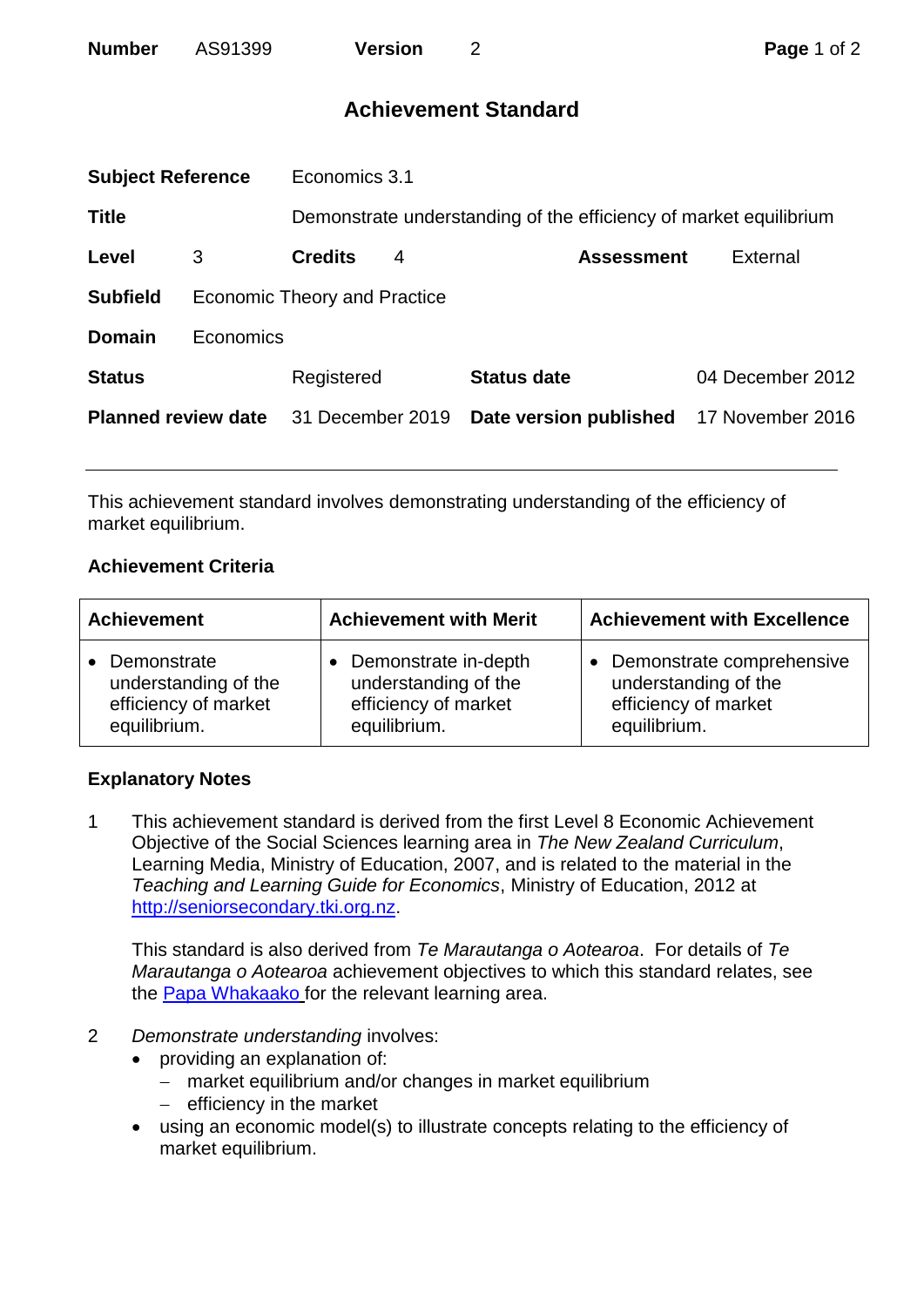**Number** AS91399 **Version** 2

# Achievement Standard

| | | | |
|---|---|---|---|
| **Subject Reference** | Economics 3.1 | | |
| **Title** | Demonstrate understanding of the efficiency of market equilibrium | | |
| **Level** 3 | **Credits** 4 | **Assessment** | External |
| **Subfield** | Economic Theory and Practice | | |
| **Domain** | Economics | | |
| **Status** | Registered | **Status date** | 04 December 2012 |
| **Planned review date** | 31 December 2019 | **Date version published** | 17 November 2016 |

---

This achievement standard involves demonstrating understanding of the efficiency of market equilibrium.

### Achievement Criteria

| Achievement | Achievement with Merit | Achievement with Excellence |
|---|---|---|
| • Demonstrate understanding of the efficiency of market equilibrium. | • Demonstrate in-depth understanding of the efficiency of market equilibrium. | • Demonstrate comprehensive understanding of the efficiency of market equilibrium. |

### Explanatory Notes

1. This achievement standard is derived from the first Level 8 Economic Achievement Objective of the Social Sciences learning area in *The New Zealand Curriculum*, Learning Media, Ministry of Education, 2007, and is related to the material in the *Teaching and Learning Guide for Economics*, Ministry of Education, 2012 at http://seniorsecondary.tki.org.nz.

   This standard is also derived from *Te Marautanga o Aotearoa*. For details of *Te Marautanga o Aotearoa* achievement objectives to which this standard relates, see the Papa Whakaako for the relevant learning area.

2. *Demonstrate understanding* involves:
   - providing an explanation of:
     - market equilibrium and/or changes in market equilibrium
     - efficiency in the market
   - using an economic model(s) to illustrate concepts relating to the efficiency of market equilibrium.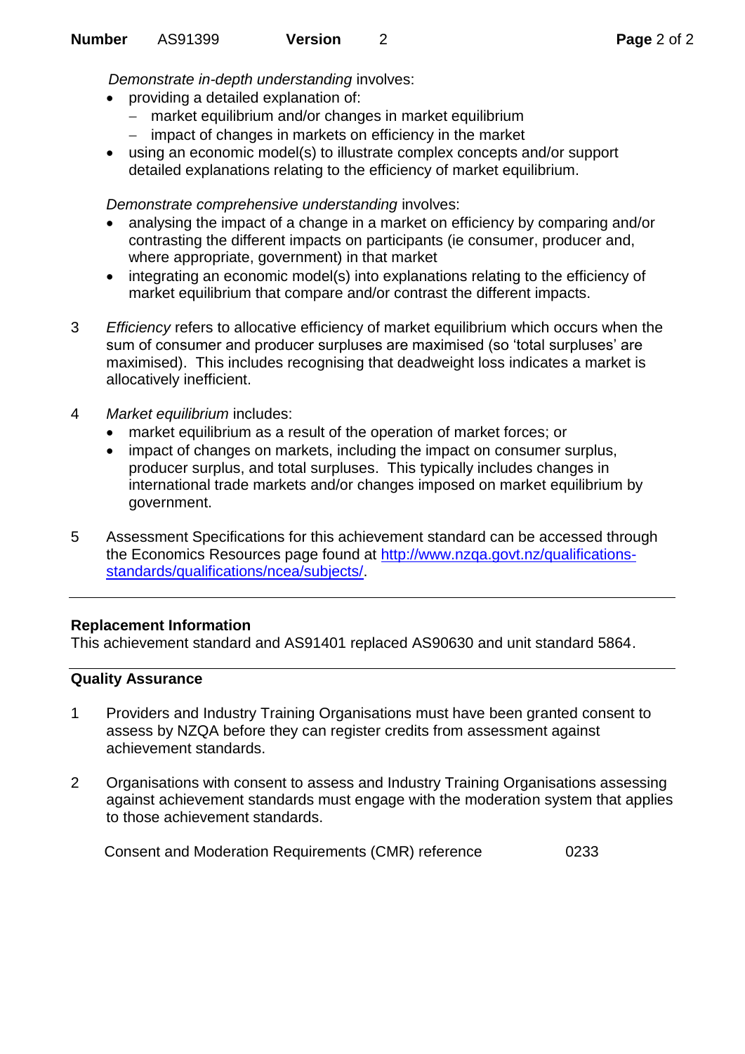*Demonstrate in-depth understanding* involves:

- providing a detailed explanation of:
  - market equilibrium and/or changes in market equilibrium
  - impact of changes in markets on efficiency in the market
- using an economic model(s) to illustrate complex concepts and/or support detailed explanations relating to the efficiency of market equilibrium.

*Demonstrate comprehensive understanding* involves:

- analysing the impact of a change in a market on efficiency by comparing and/or contrasting the different impacts on participants (ie consumer, producer and, where appropriate, government) in that market
- integrating an economic model(s) into explanations relating to the efficiency of market equilibrium that compare and/or contrast the different impacts.

3 *Efficiency* refers to allocative efficiency of market equilibrium which occurs when the sum of consumer and producer surpluses are maximised (so 'total surpluses' are maximised). This includes recognising that deadweight loss indicates a market is allocatively inefficient.

4 *Market equilibrium* includes:

- market equilibrium as a result of the operation of market forces; or
- impact of changes on markets, including the impact on consumer surplus, producer surplus, and total surpluses. This typically includes changes in international trade markets and/or changes imposed on market equilibrium by government.

5 Assessment Specifications for this achievement standard can be accessed through the Economics Resources page found at [http://www.nzqa.govt.nz/qualifications-standards/qualifications/ncea/subjects/](http://www.nzqa.govt.nz/qualifications-standards/qualifications/ncea/subjects/).

---

**Replacement Information**

This achievement standard and AS91401 replaced AS90630 and unit standard 5864.

---

**Quality Assurance**

1 Providers and Industry Training Organisations must have been granted consent to assess by NZQA before they can register credits from assessment against achievement standards.

2 Organisations with consent to assess and Industry Training Organisations assessing against achievement standards must engage with the moderation system that applies to those achievement standards.

Consent and Moderation Requirements (CMR) reference 0233